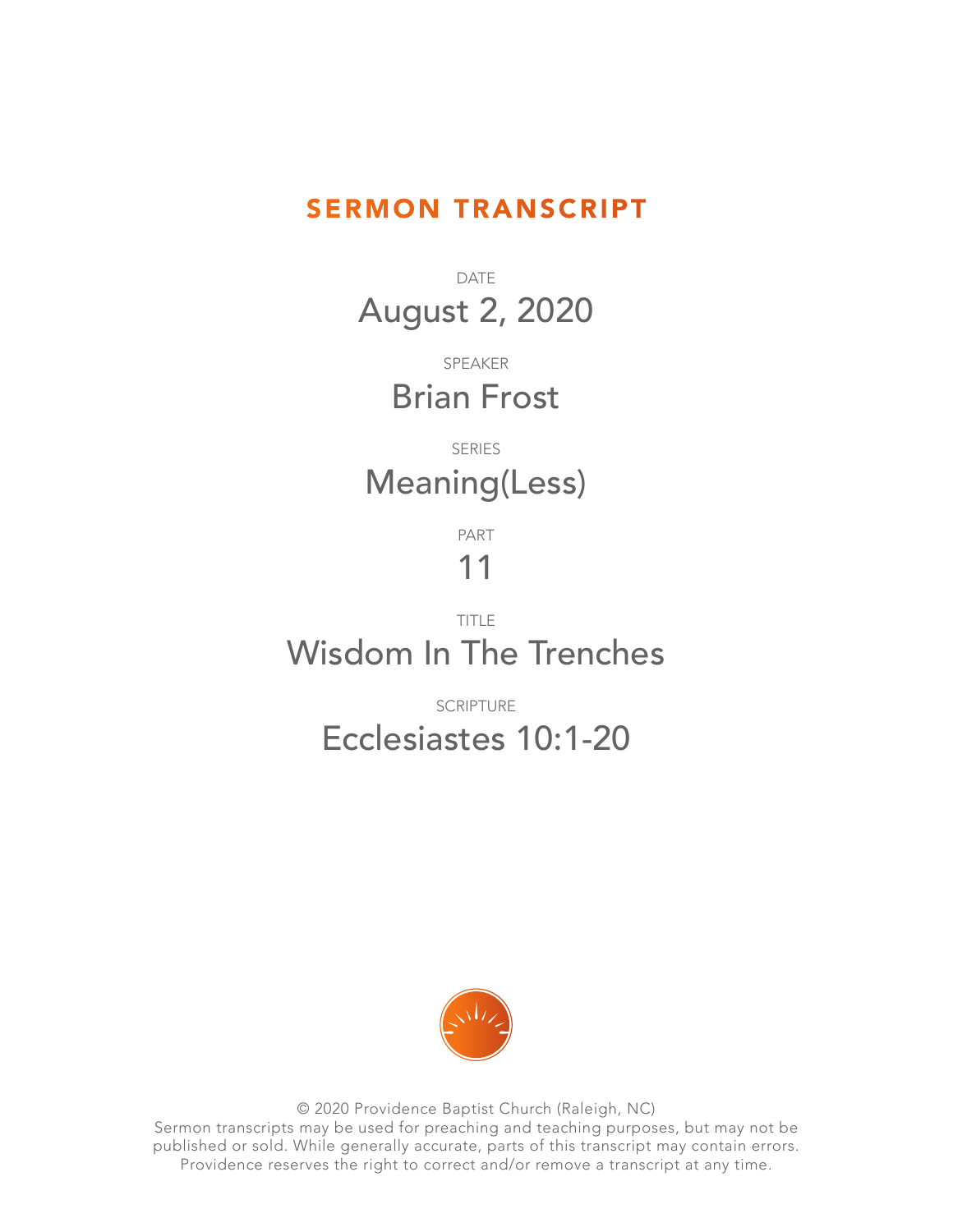# SERMON TRANSCRIPT

DATE

## August 2, 2020

SPEAKER

## Brian Frost

SERIES

## Meaning(Less)

PART

## 11

TITLE

## Wisdom In The Trenches

SCRIPTURE

## Ecclesiastes 10:1-20

© 2020 Providence Baptist Church (Raleigh, NC)
Sermon transcripts may be used for preaching and teaching purposes, but may not be published or sold. While generally accurate, parts of this transcript may contain errors. Providence reserves the right to correct and/or remove a transcript at any time.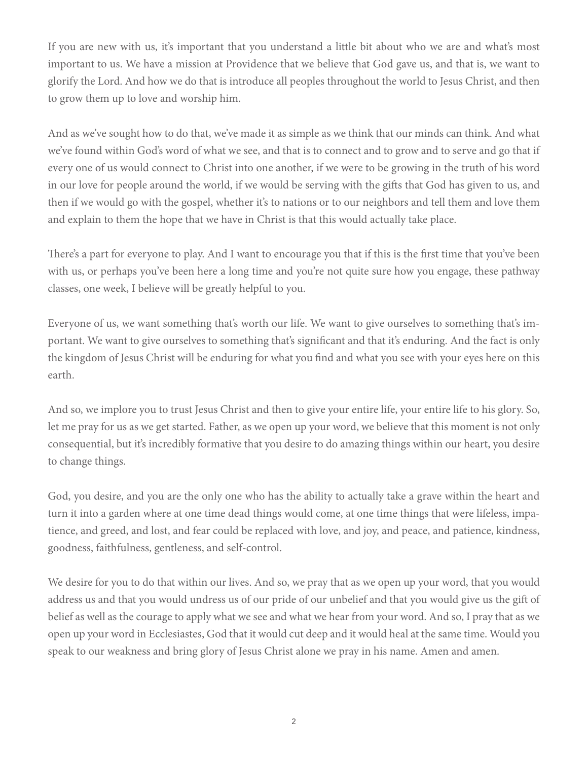If you are new with us, it's important that you understand a little bit about who we are and what's most important to us. We have a mission at Providence that we believe that God gave us, and that is, we want to glorify the Lord. And how we do that is introduce all peoples throughout the world to Jesus Christ, and then to grow them up to love and worship him.

And as we've sought how to do that, we've made it as simple as we think that our minds can think. And what we've found within God's word of what we see, and that is to connect and to grow and to serve and go that if every one of us would connect to Christ into one another, if we were to be growing in the truth of his word in our love for people around the world, if we would be serving with the gifts that God has given to us, and then if we would go with the gospel, whether it's to nations or to our neighbors and tell them and love them and explain to them the hope that we have in Christ is that this would actually take place.

There's a part for everyone to play. And I want to encourage you that if this is the first time that you've been with us, or perhaps you've been here a long time and you're not quite sure how you engage, these pathway classes, one week, I believe will be greatly helpful to you.

Everyone of us, we want something that's worth our life. We want to give ourselves to something that's important. We want to give ourselves to something that's significant and that it's enduring. And the fact is only the kingdom of Jesus Christ will be enduring for what you find and what you see with your eyes here on this earth.

And so, we implore you to trust Jesus Christ and then to give your entire life, your entire life to his glory. So, let me pray for us as we get started. Father, as we open up your word, we believe that this moment is not only consequential, but it's incredibly formative that you desire to do amazing things within our heart, you desire to change things.

God, you desire, and you are the only one who has the ability to actually take a grave within the heart and turn it into a garden where at one time dead things would come, at one time things that were lifeless, impatience, and greed, and lost, and fear could be replaced with love, and joy, and peace, and patience, kindness, goodness, faithfulness, gentleness, and self-control.

We desire for you to do that within our lives. And so, we pray that as we open up your word, that you would address us and that you would undress us of our pride of our unbelief and that you would give us the gift of belief as well as the courage to apply what we see and what we hear from your word. And so, I pray that as we open up your word in Ecclesiastes, God that it would cut deep and it would heal at the same time. Would you speak to our weakness and bring glory of Jesus Christ alone we pray in his name. Amen and amen.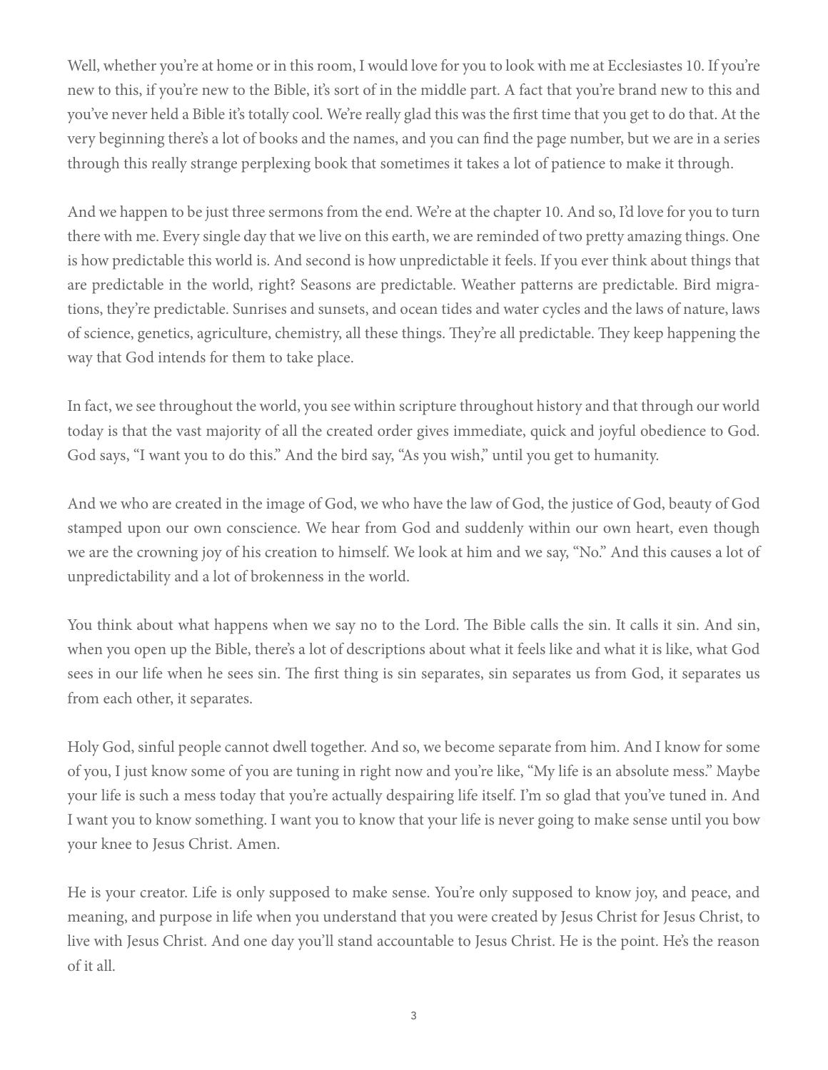Well, whether you're at home or in this room, I would love for you to look with me at Ecclesiastes 10. If you're new to this, if you're new to the Bible, it's sort of in the middle part. A fact that you're brand new to this and you've never held a Bible it's totally cool. We're really glad this was the first time that you get to do that. At the very beginning there's a lot of books and the names, and you can find the page number, but we are in a series through this really strange perplexing book that sometimes it takes a lot of patience to make it through.

And we happen to be just three sermons from the end. We're at the chapter 10. And so, I'd love for you to turn there with me. Every single day that we live on this earth, we are reminded of two pretty amazing things. One is how predictable this world is. And second is how unpredictable it feels. If you ever think about things that are predictable in the world, right? Seasons are predictable. Weather patterns are predictable. Bird migrations, they're predictable. Sunrises and sunsets, and ocean tides and water cycles and the laws of nature, laws of science, genetics, agriculture, chemistry, all these things. They're all predictable. They keep happening the way that God intends for them to take place.

In fact, we see throughout the world, you see within scripture throughout history and that through our world today is that the vast majority of all the created order gives immediate, quick and joyful obedience to God. God says, "I want you to do this." And the bird say, "As you wish," until you get to humanity.

And we who are created in the image of God, we who have the law of God, the justice of God, beauty of God stamped upon our own conscience. We hear from God and suddenly within our own heart, even though we are the crowning joy of his creation to himself. We look at him and we say, "No." And this causes a lot of unpredictability and a lot of brokenness in the world.

You think about what happens when we say no to the Lord. The Bible calls the sin. It calls it sin. And sin, when you open up the Bible, there's a lot of descriptions about what it feels like and what it is like, what God sees in our life when he sees sin. The first thing is sin separates, sin separates us from God, it separates us from each other, it separates.

Holy God, sinful people cannot dwell together. And so, we become separate from him. And I know for some of you, I just know some of you are tuning in right now and you're like, "My life is an absolute mess." Maybe your life is such a mess today that you're actually despairing life itself. I'm so glad that you've tuned in. And I want you to know something. I want you to know that your life is never going to make sense until you bow your knee to Jesus Christ. Amen.

He is your creator. Life is only supposed to make sense. You're only supposed to know joy, and peace, and meaning, and purpose in life when you understand that you were created by Jesus Christ for Jesus Christ, to live with Jesus Christ. And one day you'll stand accountable to Jesus Christ. He is the point. He's the reason of it all.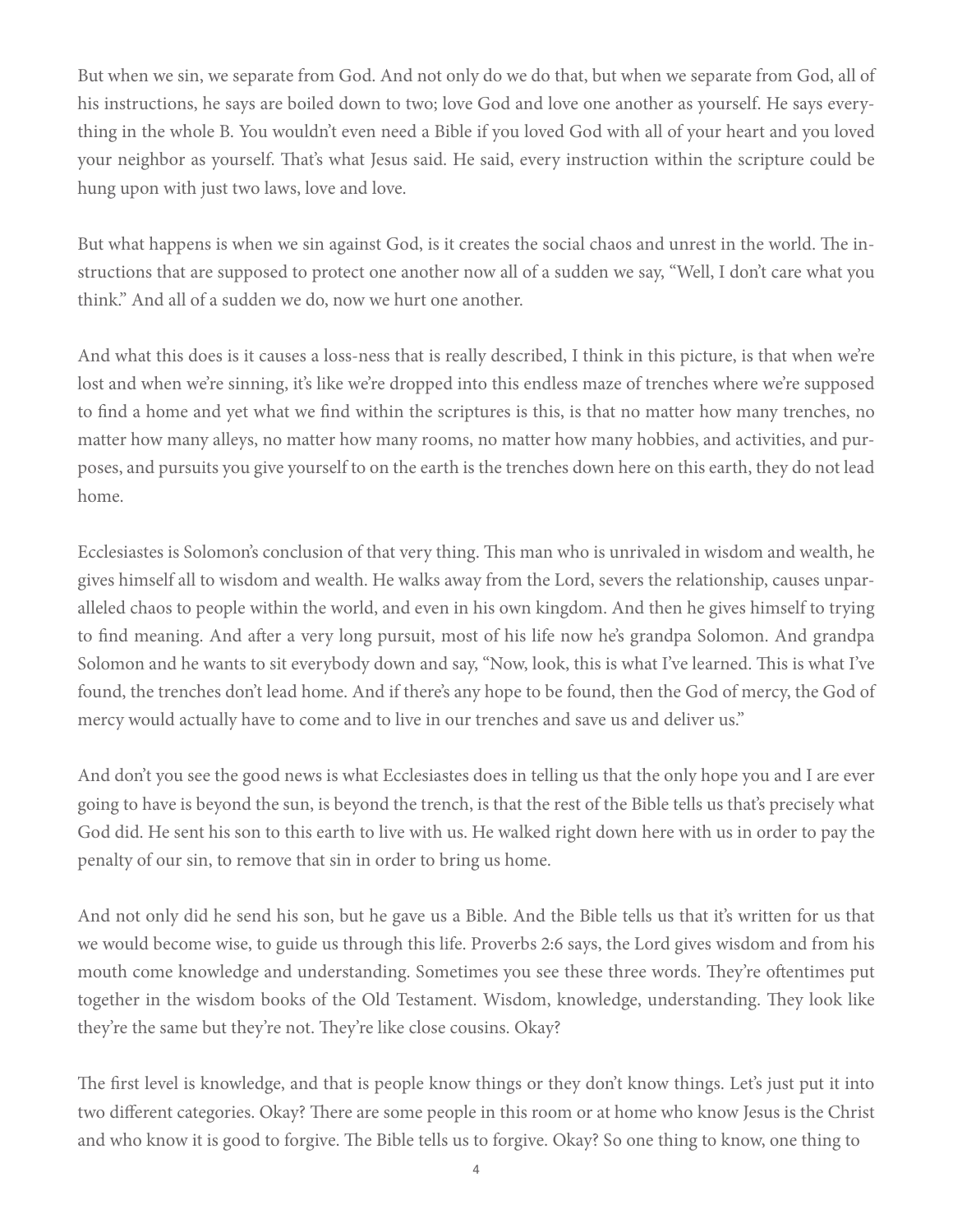But when we sin, we separate from God. And not only do we do that, but when we separate from God, all of his instructions, he says are boiled down to two; love God and love one another as yourself. He says everything in the whole B. You wouldn't even need a Bible if you loved God with all of your heart and you loved your neighbor as yourself. That's what Jesus said. He said, every instruction within the scripture could be hung upon with just two laws, love and love.

But what happens is when we sin against God, is it creates the social chaos and unrest in the world. The instructions that are supposed to protect one another now all of a sudden we say, "Well, I don't care what you think." And all of a sudden we do, now we hurt one another.

And what this does is it causes a loss-ness that is really described, I think in this picture, is that when we're lost and when we're sinning, it's like we're dropped into this endless maze of trenches where we're supposed to find a home and yet what we find within the scriptures is this, is that no matter how many trenches, no matter how many alleys, no matter how many rooms, no matter how many hobbies, and activities, and purposes, and pursuits you give yourself to on the earth is the trenches down here on this earth, they do not lead home.

Ecclesiastes is Solomon's conclusion of that very thing. This man who is unrivaled in wisdom and wealth, he gives himself all to wisdom and wealth. He walks away from the Lord, severs the relationship, causes unparalleled chaos to people within the world, and even in his own kingdom. And then he gives himself to trying to find meaning. And after a very long pursuit, most of his life now he's grandpa Solomon. And grandpa Solomon and he wants to sit everybody down and say, "Now, look, this is what I've learned. This is what I've found, the trenches don't lead home. And if there's any hope to be found, then the God of mercy, the God of mercy would actually have to come and to live in our trenches and save us and deliver us."

And don't you see the good news is what Ecclesiastes does in telling us that the only hope you and I are ever going to have is beyond the sun, is beyond the trench, is that the rest of the Bible tells us that's precisely what God did. He sent his son to this earth to live with us. He walked right down here with us in order to pay the penalty of our sin, to remove that sin in order to bring us home.

And not only did he send his son, but he gave us a Bible. And the Bible tells us that it's written for us that we would become wise, to guide us through this life. Proverbs 2:6 says, the Lord gives wisdom and from his mouth come knowledge and understanding. Sometimes you see these three words. They're oftentimes put together in the wisdom books of the Old Testament. Wisdom, knowledge, understanding. They look like they're the same but they're not. They're like close cousins. Okay?

The first level is knowledge, and that is people know things or they don't know things. Let's just put it into two different categories. Okay? There are some people in this room or at home who know Jesus is the Christ and who know it is good to forgive. The Bible tells us to forgive. Okay? So one thing to know, one thing to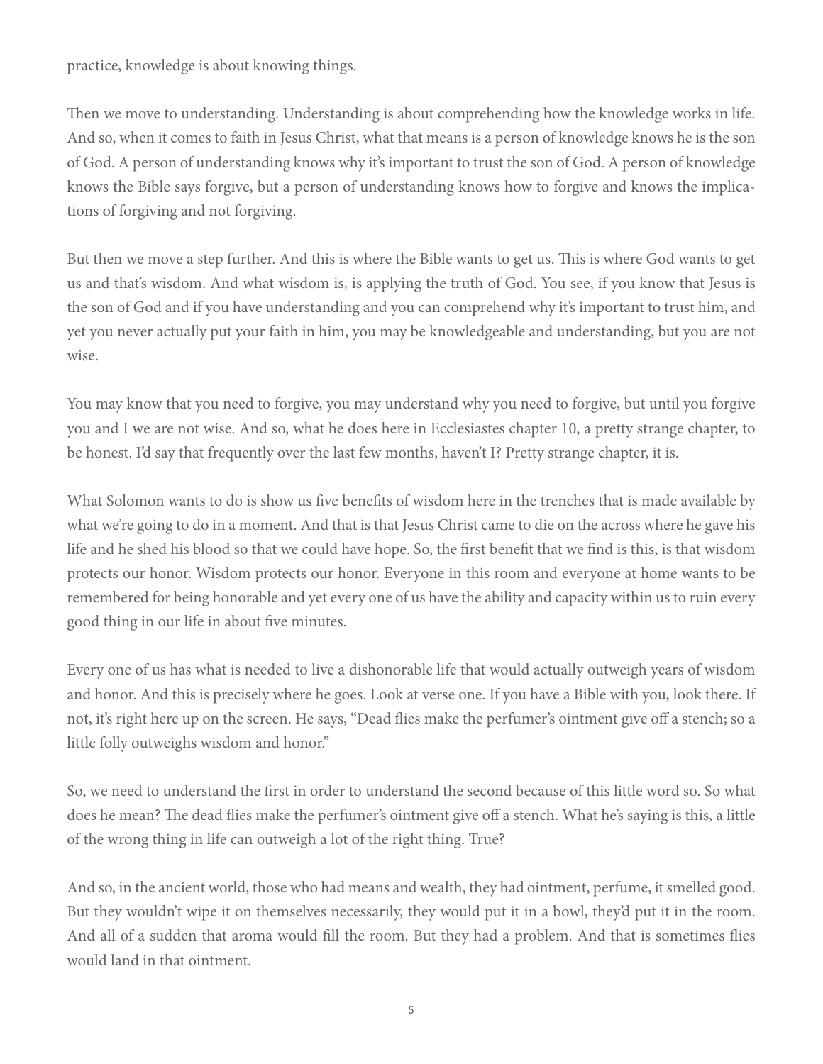practice, knowledge is about knowing things.

Then we move to understanding. Understanding is about comprehending how the knowledge works in life. And so, when it comes to faith in Jesus Christ, what that means is a person of knowledge knows he is the son of God. A person of understanding knows why it's important to trust the son of God. A person of knowledge knows the Bible says forgive, but a person of understanding knows how to forgive and knows the implications of forgiving and not forgiving.

But then we move a step further. And this is where the Bible wants to get us. This is where God wants to get us and that's wisdom. And what wisdom is, is applying the truth of God. You see, if you know that Jesus is the son of God and if you have understanding and you can comprehend why it's important to trust him, and yet you never actually put your faith in him, you may be knowledgeable and understanding, but you are not wise.

You may know that you need to forgive, you may understand why you need to forgive, but until you forgive you and I we are not wise. And so, what he does here in Ecclesiastes chapter 10, a pretty strange chapter, to be honest. I'd say that frequently over the last few months, haven't I? Pretty strange chapter, it is.

What Solomon wants to do is show us five benefits of wisdom here in the trenches that is made available by what we're going to do in a moment. And that is that Jesus Christ came to die on the across where he gave his life and he shed his blood so that we could have hope. So, the first benefit that we find is this, is that wisdom protects our honor. Wisdom protects our honor. Everyone in this room and everyone at home wants to be remembered for being honorable and yet every one of us have the ability and capacity within us to ruin every good thing in our life in about five minutes.

Every one of us has what is needed to live a dishonorable life that would actually outweigh years of wisdom and honor. And this is precisely where he goes. Look at verse one. If you have a Bible with you, look there. If not, it's right here up on the screen. He says, "Dead flies make the perfumer's ointment give off a stench; so a little folly outweighs wisdom and honor."

So, we need to understand the first in order to understand the second because of this little word so. So what does he mean? The dead flies make the perfumer's ointment give off a stench. What he's saying is this, a little of the wrong thing in life can outweigh a lot of the right thing. True?

And so, in the ancient world, those who had means and wealth, they had ointment, perfume, it smelled good. But they wouldn't wipe it on themselves necessarily, they would put it in a bowl, they'd put it in the room. And all of a sudden that aroma would fill the room. But they had a problem. And that is sometimes flies would land in that ointment.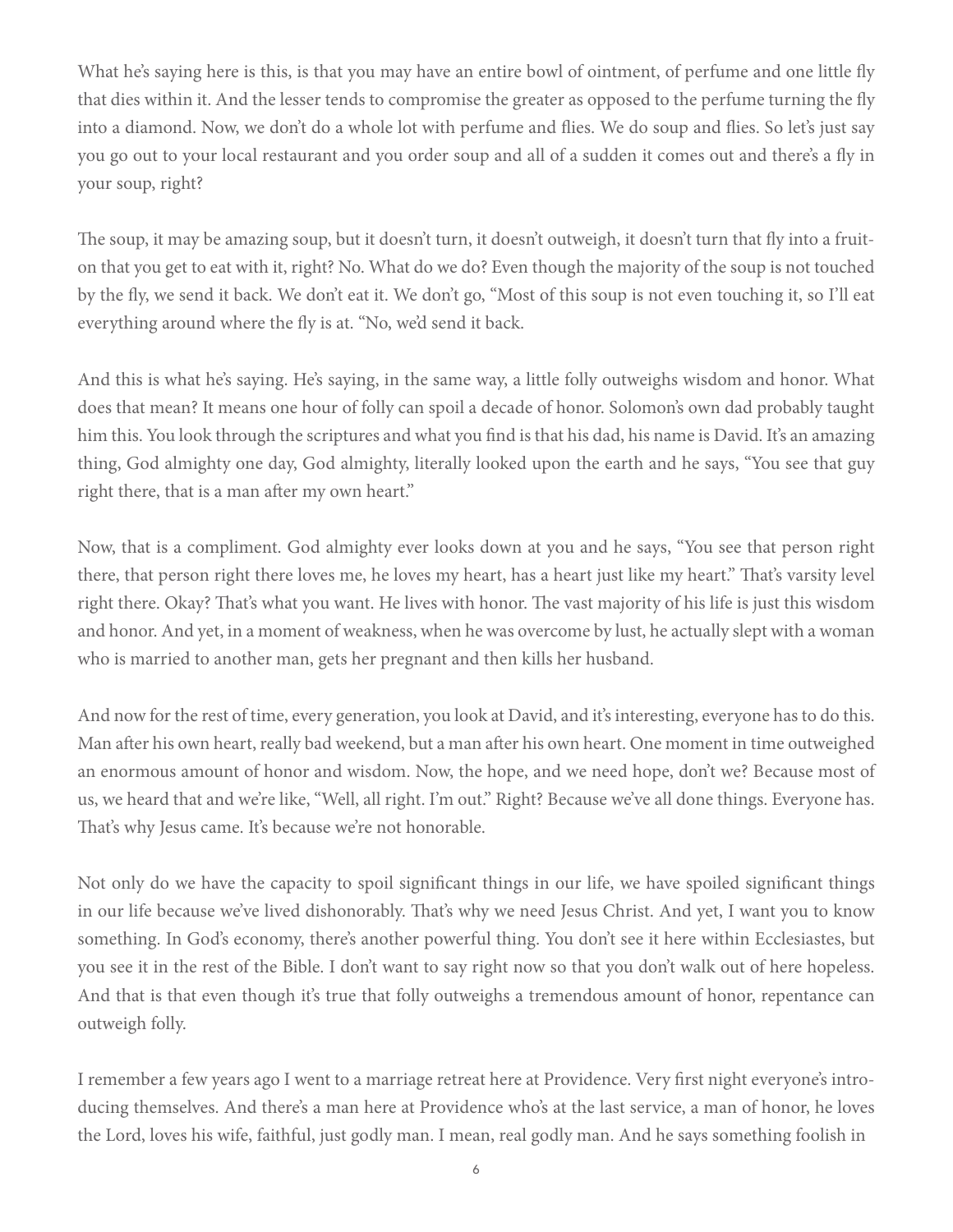What he's saying here is this, is that you may have an entire bowl of ointment, of perfume and one little fly that dies within it. And the lesser tends to compromise the greater as opposed to the perfume turning the fly into a diamond. Now, we don't do a whole lot with perfume and flies. We do soup and flies. So let's just say you go out to your local restaurant and you order soup and all of a sudden it comes out and there's a fly in your soup, right?

The soup, it may be amazing soup, but it doesn't turn, it doesn't outweigh, it doesn't turn that fly into a fruit-on that you get to eat with it, right? No. What do we do? Even though the majority of the soup is not touched by the fly, we send it back. We don't eat it. We don't go, "Most of this soup is not even touching it, so I'll eat everything around where the fly is at. "No, we'd send it back.

And this is what he's saying. He's saying, in the same way, a little folly outweighs wisdom and honor. What does that mean? It means one hour of folly can spoil a decade of honor. Solomon's own dad probably taught him this. You look through the scriptures and what you find is that his dad, his name is David. It's an amazing thing, God almighty one day, God almighty, literally looked upon the earth and he says, "You see that guy right there, that is a man after my own heart."

Now, that is a compliment. God almighty ever looks down at you and he says, "You see that person right there, that person right there loves me, he loves my heart, has a heart just like my heart." That's varsity level right there. Okay? That's what you want. He lives with honor. The vast majority of his life is just this wisdom and honor. And yet, in a moment of weakness, when he was overcome by lust, he actually slept with a woman who is married to another man, gets her pregnant and then kills her husband.

And now for the rest of time, every generation, you look at David, and it's interesting, everyone has to do this. Man after his own heart, really bad weekend, but a man after his own heart. One moment in time outweighed an enormous amount of honor and wisdom. Now, the hope, and we need hope, don't we? Because most of us, we heard that and we're like, "Well, all right. I'm out." Right? Because we've all done things. Everyone has. That's why Jesus came. It's because we're not honorable.

Not only do we have the capacity to spoil significant things in our life, we have spoiled significant things in our life because we've lived dishonorably. That's why we need Jesus Christ. And yet, I want you to know something. In God's economy, there's another powerful thing. You don't see it here within Ecclesiastes, but you see it in the rest of the Bible. I don't want to say right now so that you don't walk out of here hopeless. And that is that even though it's true that folly outweighs a tremendous amount of honor, repentance can outweigh folly.

I remember a few years ago I went to a marriage retreat here at Providence. Very first night everyone's introducing themselves. And there's a man here at Providence who's at the last service, a man of honor, he loves the Lord, loves his wife, faithful, just godly man. I mean, real godly man. And he says something foolish in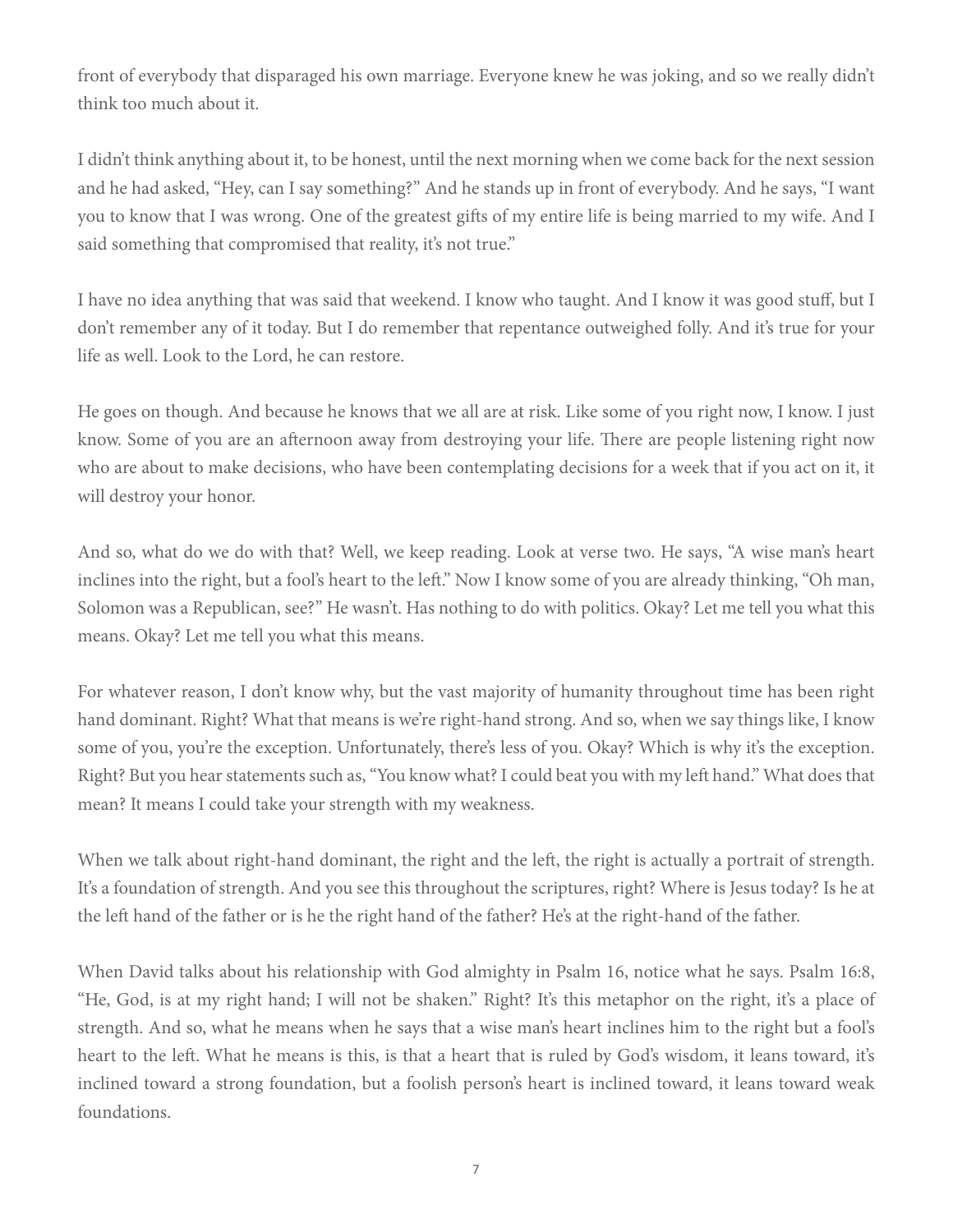front of everybody that disparaged his own marriage. Everyone knew he was joking, and so we really didn't think too much about it.

I didn't think anything about it, to be honest, until the next morning when we come back for the next session and he had asked, "Hey, can I say something?" And he stands up in front of everybody. And he says, "I want you to know that I was wrong. One of the greatest gifts of my entire life is being married to my wife. And I said something that compromised that reality, it's not true."

I have no idea anything that was said that weekend. I know who taught. And I know it was good stuff, but I don't remember any of it today. But I do remember that repentance outweighed folly. And it's true for your life as well. Look to the Lord, he can restore.

He goes on though. And because he knows that we all are at risk. Like some of you right now, I know. I just know. Some of you are an afternoon away from destroying your life. There are people listening right now who are about to make decisions, who have been contemplating decisions for a week that if you act on it, it will destroy your honor.

And so, what do we do with that? Well, we keep reading. Look at verse two. He says, "A wise man's heart inclines into the right, but a fool's heart to the left." Now I know some of you are already thinking, "Oh man, Solomon was a Republican, see?" He wasn't. Has nothing to do with politics. Okay? Let me tell you what this means. Okay? Let me tell you what this means.

For whatever reason, I don't know why, but the vast majority of humanity throughout time has been right hand dominant. Right? What that means is we're right-hand strong. And so, when we say things like, I know some of you, you're the exception. Unfortunately, there's less of you. Okay? Which is why it's the exception. Right? But you hear statements such as, "You know what? I could beat you with my left hand." What does that mean? It means I could take your strength with my weakness.

When we talk about right-hand dominant, the right and the left, the right is actually a portrait of strength. It's a foundation of strength. And you see this throughout the scriptures, right? Where is Jesus today? Is he at the left hand of the father or is he the right hand of the father? He's at the right-hand of the father.

When David talks about his relationship with God almighty in Psalm 16, notice what he says. Psalm 16:8, "He, God, is at my right hand; I will not be shaken." Right? It's this metaphor on the right, it's a place of strength. And so, what he means when he says that a wise man's heart inclines him to the right but a fool's heart to the left. What he means is this, is that a heart that is ruled by God's wisdom, it leans toward, it's inclined toward a strong foundation, but a foolish person's heart is inclined toward, it leans toward weak foundations.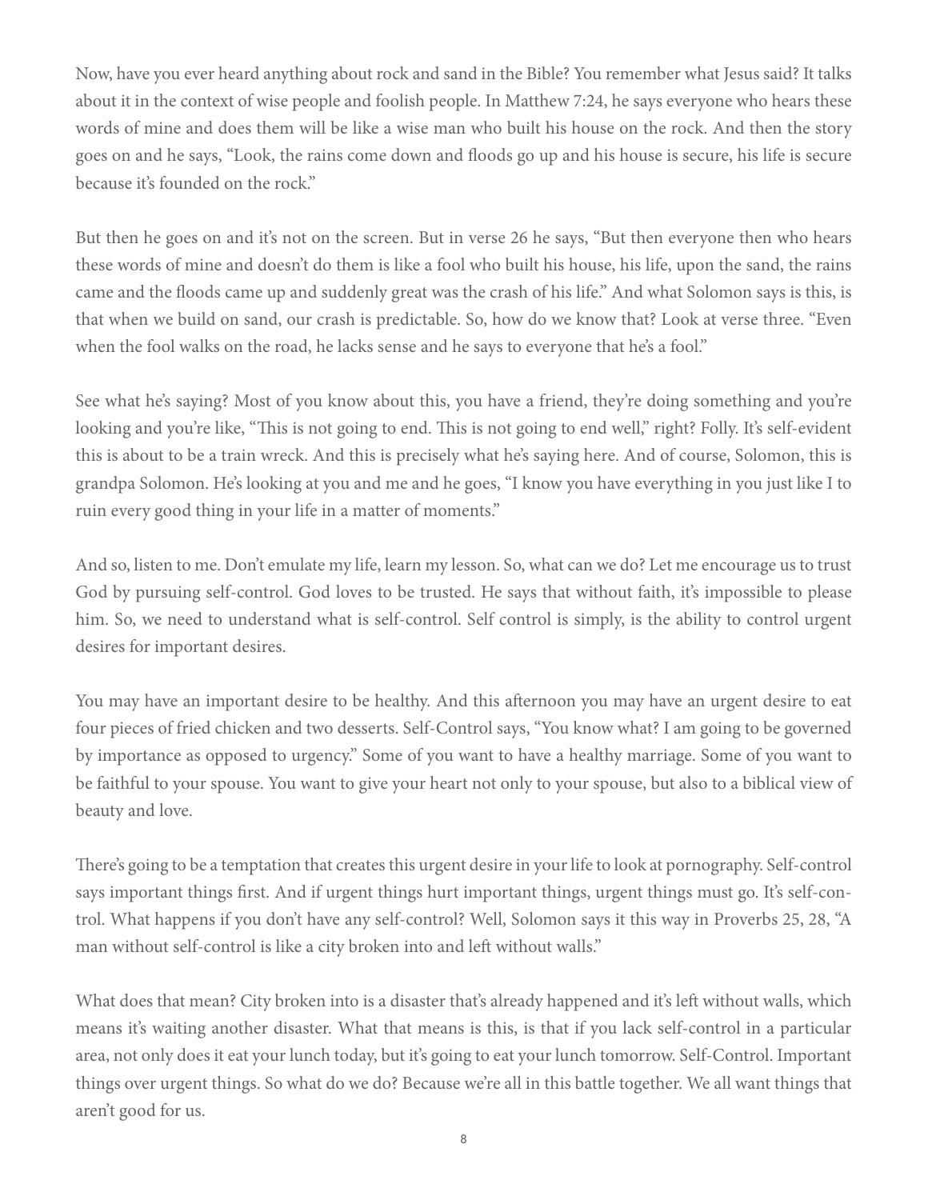Now, have you ever heard anything about rock and sand in the Bible? You remember what Jesus said? It talks about it in the context of wise people and foolish people. In Matthew 7:24, he says everyone who hears these words of mine and does them will be like a wise man who built his house on the rock. And then the story goes on and he says, "Look, the rains come down and floods go up and his house is secure, his life is secure because it's founded on the rock."

But then he goes on and it's not on the screen. But in verse 26 he says, "But then everyone then who hears these words of mine and doesn't do them is like a fool who built his house, his life, upon the sand, the rains came and the floods came up and suddenly great was the crash of his life." And what Solomon says is this, is that when we build on sand, our crash is predictable. So, how do we know that? Look at verse three. "Even when the fool walks on the road, he lacks sense and he says to everyone that he's a fool."

See what he's saying? Most of you know about this, you have a friend, they're doing something and you're looking and you're like, "This is not going to end. This is not going to end well," right? Folly. It's self-evident this is about to be a train wreck. And this is precisely what he's saying here. And of course, Solomon, this is grandpa Solomon. He's looking at you and me and he goes, "I know you have everything in you just like I to ruin every good thing in your life in a matter of moments."

And so, listen to me. Don't emulate my life, learn my lesson. So, what can we do? Let me encourage us to trust God by pursuing self-control. God loves to be trusted. He says that without faith, it's impossible to please him. So, we need to understand what is self-control. Self control is simply, is the ability to control urgent desires for important desires.

You may have an important desire to be healthy. And this afternoon you may have an urgent desire to eat four pieces of fried chicken and two desserts. Self-Control says, "You know what? I am going to be governed by importance as opposed to urgency." Some of you want to have a healthy marriage. Some of you want to be faithful to your spouse. You want to give your heart not only to your spouse, but also to a biblical view of beauty and love.

There's going to be a temptation that creates this urgent desire in your life to look at pornography. Self-control says important things first. And if urgent things hurt important things, urgent things must go. It's self-control. What happens if you don't have any self-control? Well, Solomon says it this way in Proverbs 25, 28, "A man without self-control is like a city broken into and left without walls."

What does that mean? City broken into is a disaster that's already happened and it's left without walls, which means it's waiting another disaster. What that means is this, is that if you lack self-control in a particular area, not only does it eat your lunch today, but it's going to eat your lunch tomorrow. Self-Control. Important things over urgent things. So what do we do? Because we're all in this battle together. We all want things that aren't good for us.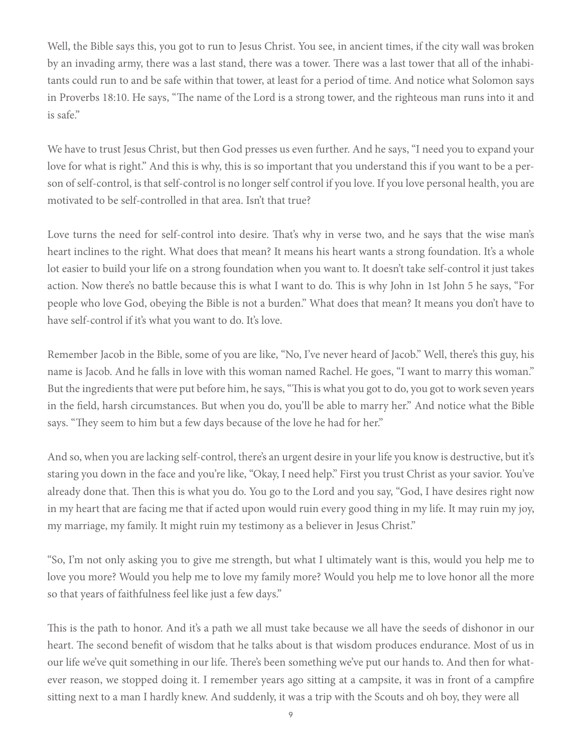Well, the Bible says this, you got to run to Jesus Christ. You see, in ancient times, if the city wall was broken by an invading army, there was a last stand, there was a tower. There was a last tower that all of the inhabitants could run to and be safe within that tower, at least for a period of time. And notice what Solomon says in Proverbs 18:10. He says, "The name of the Lord is a strong tower, and the righteous man runs into it and is safe."

We have to trust Jesus Christ, but then God presses us even further. And he says, "I need you to expand your love for what is right." And this is why, this is so important that you understand this if you want to be a person of self-control, is that self-control is no longer self control if you love. If you love personal health, you are motivated to be self-controlled in that area. Isn't that true?

Love turns the need for self-control into desire. That's why in verse two, and he says that the wise man's heart inclines to the right. What does that mean? It means his heart wants a strong foundation. It's a whole lot easier to build your life on a strong foundation when you want to. It doesn't take self-control it just takes action. Now there's no battle because this is what I want to do. This is why John in 1st John 5 he says, "For people who love God, obeying the Bible is not a burden." What does that mean? It means you don't have to have self-control if it's what you want to do. It's love.

Remember Jacob in the Bible, some of you are like, "No, I've never heard of Jacob." Well, there's this guy, his name is Jacob. And he falls in love with this woman named Rachel. He goes, "I want to marry this woman." But the ingredients that were put before him, he says, "This is what you got to do, you got to work seven years in the field, harsh circumstances. But when you do, you'll be able to marry her." And notice what the Bible says. "They seem to him but a few days because of the love he had for her."

And so, when you are lacking self-control, there's an urgent desire in your life you know is destructive, but it's staring you down in the face and you're like, "Okay, I need help." First you trust Christ as your savior. You've already done that. Then this is what you do. You go to the Lord and you say, "God, I have desires right now in my heart that are facing me that if acted upon would ruin every good thing in my life. It may ruin my joy, my marriage, my family. It might ruin my testimony as a believer in Jesus Christ."

"So, I'm not only asking you to give me strength, but what I ultimately want is this, would you help me to love you more? Would you help me to love my family more? Would you help me to love honor all the more so that years of faithfulness feel like just a few days."

This is the path to honor. And it's a path we all must take because we all have the seeds of dishonor in our heart. The second benefit of wisdom that he talks about is that wisdom produces endurance. Most of us in our life we've quit something in our life. There's been something we've put our hands to. And then for whatever reason, we stopped doing it. I remember years ago sitting at a campsite, it was in front of a campfire sitting next to a man I hardly knew. And suddenly, it was a trip with the Scouts and oh boy, they were all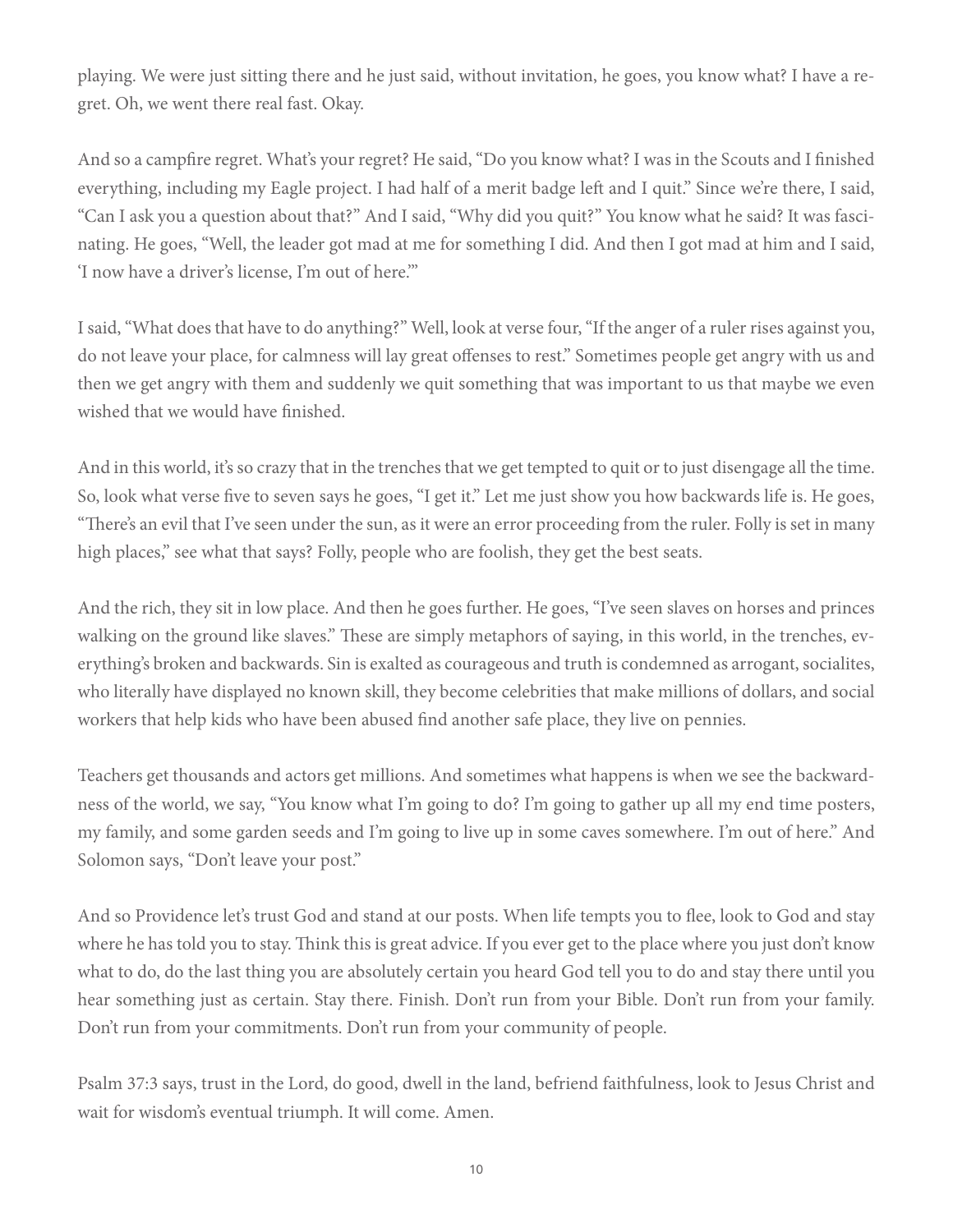playing. We were just sitting there and he just said, without invitation, he goes, you know what? I have a regret. Oh, we went there real fast. Okay.

And so a campfire regret. What's your regret? He said, "Do you know what? I was in the Scouts and I finished everything, including my Eagle project. I had half of a merit badge left and I quit." Since we're there, I said, "Can I ask you a question about that?" And I said, "Why did you quit?" You know what he said? It was fascinating. He goes, "Well, the leader got mad at me for something I did. And then I got mad at him and I said, 'I now have a driver's license, I'm out of here.'"

I said, "What does that have to do anything?" Well, look at verse four, "If the anger of a ruler rises against you, do not leave your place, for calmness will lay great offenses to rest." Sometimes people get angry with us and then we get angry with them and suddenly we quit something that was important to us that maybe we even wished that we would have finished.

And in this world, it's so crazy that in the trenches that we get tempted to quit or to just disengage all the time. So, look what verse five to seven says he goes, "I get it." Let me just show you how backwards life is. He goes, "There's an evil that I've seen under the sun, as it were an error proceeding from the ruler. Folly is set in many high places," see what that says? Folly, people who are foolish, they get the best seats.

And the rich, they sit in low place. And then he goes further. He goes, "I've seen slaves on horses and princes walking on the ground like slaves." These are simply metaphors of saying, in this world, in the trenches, everything's broken and backwards. Sin is exalted as courageous and truth is condemned as arrogant, socialites, who literally have displayed no known skill, they become celebrities that make millions of dollars, and social workers that help kids who have been abused find another safe place, they live on pennies.

Teachers get thousands and actors get millions. And sometimes what happens is when we see the backwardness of the world, we say, "You know what I'm going to do? I'm going to gather up all my end time posters, my family, and some garden seeds and I'm going to live up in some caves somewhere. I'm out of here." And Solomon says, "Don't leave your post."

And so Providence let's trust God and stand at our posts. When life tempts you to flee, look to God and stay where he has told you to stay. Think this is great advice. If you ever get to the place where you just don't know what to do, do the last thing you are absolutely certain you heard God tell you to do and stay there until you hear something just as certain. Stay there. Finish. Don't run from your Bible. Don't run from your family. Don't run from your commitments. Don't run from your community of people.

Psalm 37:3 says, trust in the Lord, do good, dwell in the land, befriend faithfulness, look to Jesus Christ and wait for wisdom's eventual triumph. It will come. Amen.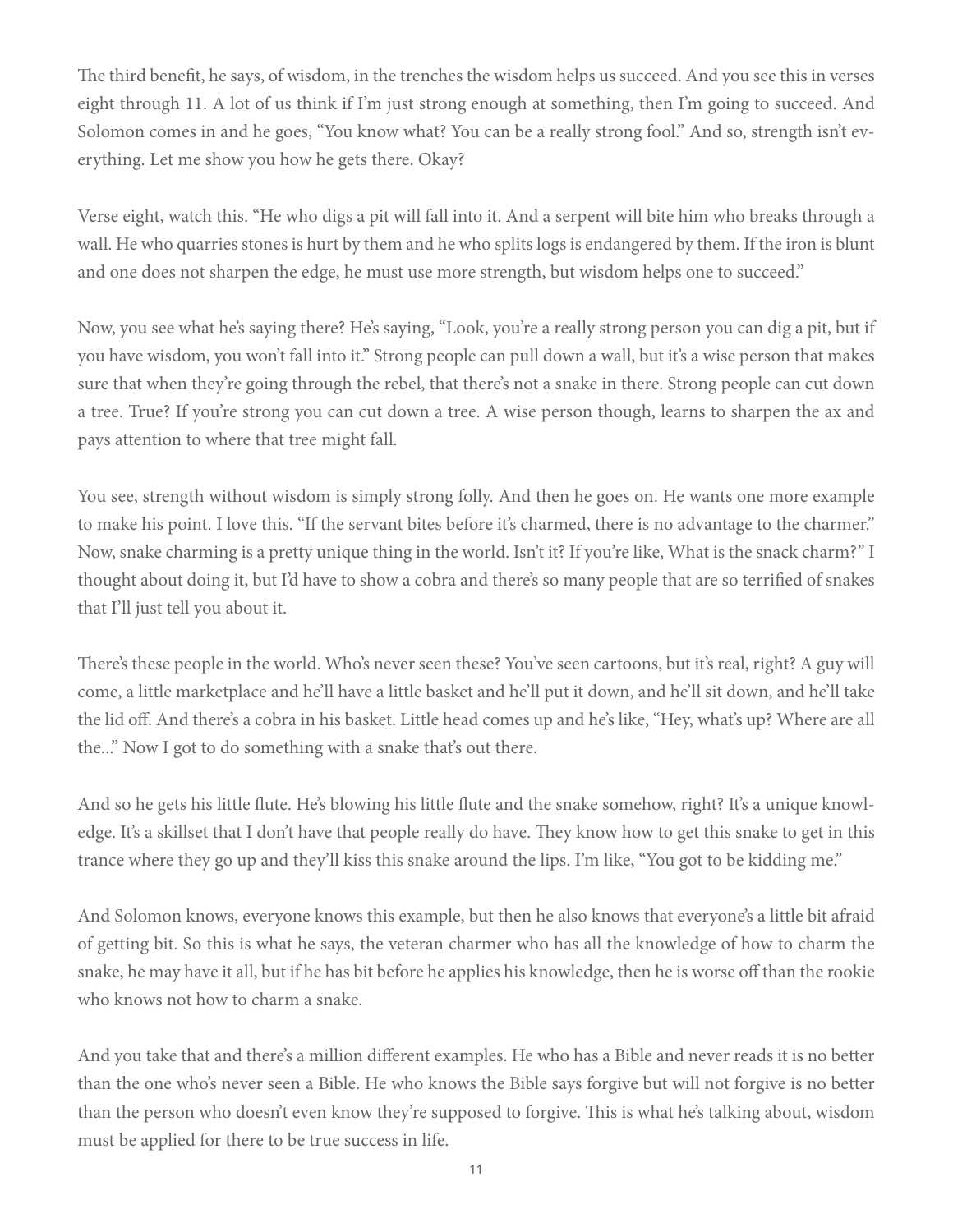The third benefit, he says, of wisdom, in the trenches the wisdom helps us succeed. And you see this in verses eight through 11. A lot of us think if I'm just strong enough at something, then I'm going to succeed. And Solomon comes in and he goes, "You know what? You can be a really strong fool." And so, strength isn't everything. Let me show you how he gets there. Okay?

Verse eight, watch this. "He who digs a pit will fall into it. And a serpent will bite him who breaks through a wall. He who quarries stones is hurt by them and he who splits logs is endangered by them. If the iron is blunt and one does not sharpen the edge, he must use more strength, but wisdom helps one to succeed."

Now, you see what he's saying there? He's saying, "Look, you're a really strong person you can dig a pit, but if you have wisdom, you won't fall into it." Strong people can pull down a wall, but it's a wise person that makes sure that when they're going through the rebel, that there's not a snake in there. Strong people can cut down a tree. True? If you're strong you can cut down a tree. A wise person though, learns to sharpen the ax and pays attention to where that tree might fall.

You see, strength without wisdom is simply strong folly. And then he goes on. He wants one more example to make his point. I love this. "If the servant bites before it's charmed, there is no advantage to the charmer." Now, snake charming is a pretty unique thing in the world. Isn't it? If you're like, What is the snack charm?" I thought about doing it, but I'd have to show a cobra and there's so many people that are so terrified of snakes that I'll just tell you about it.

There's these people in the world. Who's never seen these? You've seen cartoons, but it's real, right? A guy will come, a little marketplace and he'll have a little basket and he'll put it down, and he'll sit down, and he'll take the lid off. And there's a cobra in his basket. Little head comes up and he's like, "Hey, what's up? Where are all the..." Now I got to do something with a snake that's out there.

And so he gets his little flute. He's blowing his little flute and the snake somehow, right? It's a unique knowledge. It's a skillset that I don't have that people really do have. They know how to get this snake to get in this trance where they go up and they'll kiss this snake around the lips. I'm like, "You got to be kidding me."

And Solomon knows, everyone knows this example, but then he also knows that everyone's a little bit afraid of getting bit. So this is what he says, the veteran charmer who has all the knowledge of how to charm the snake, he may have it all, but if he has bit before he applies his knowledge, then he is worse off than the rookie who knows not how to charm a snake.

And you take that and there's a million different examples. He who has a Bible and never reads it is no better than the one who's never seen a Bible. He who knows the Bible says forgive but will not forgive is no better than the person who doesn't even know they're supposed to forgive. This is what he's talking about, wisdom must be applied for there to be true success in life.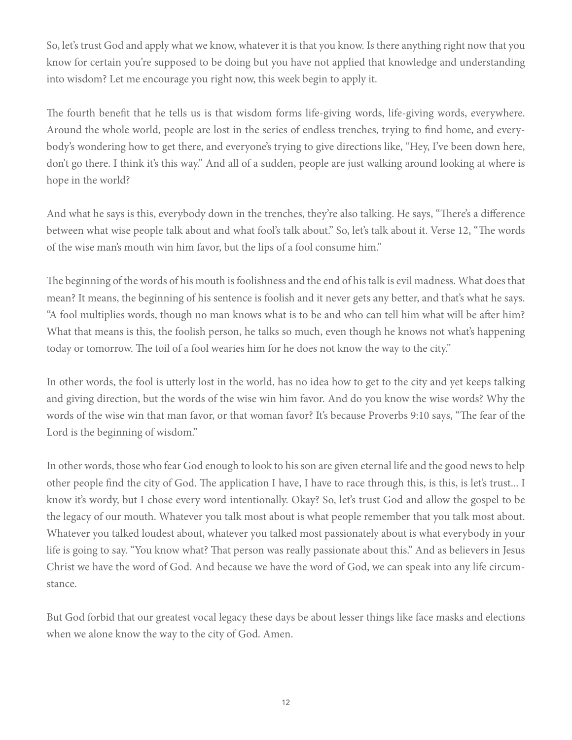So, let's trust God and apply what we know, whatever it is that you know. Is there anything right now that you know for certain you're supposed to be doing but you have not applied that knowledge and understanding into wisdom? Let me encourage you right now, this week begin to apply it.

The fourth benefit that he tells us is that wisdom forms life-giving words, life-giving words, everywhere. Around the whole world, people are lost in the series of endless trenches, trying to find home, and everybody's wondering how to get there, and everyone's trying to give directions like, "Hey, I've been down here, don't go there. I think it's this way." And all of a sudden, people are just walking around looking at where is hope in the world?

And what he says is this, everybody down in the trenches, they're also talking. He says, "There's a difference between what wise people talk about and what fool's talk about." So, let's talk about it. Verse 12, "The words of the wise man's mouth win him favor, but the lips of a fool consume him."

The beginning of the words of his mouth is foolishness and the end of his talk is evil madness. What does that mean? It means, the beginning of his sentence is foolish and it never gets any better, and that's what he says. "A fool multiplies words, though no man knows what is to be and who can tell him what will be after him? What that means is this, the foolish person, he talks so much, even though he knows not what's happening today or tomorrow. The toil of a fool wearies him for he does not know the way to the city."

In other words, the fool is utterly lost in the world, has no idea how to get to the city and yet keeps talking and giving direction, but the words of the wise win him favor. And do you know the wise words? Why the words of the wise win that man favor, or that woman favor? It's because Proverbs 9:10 says, "The fear of the Lord is the beginning of wisdom."

In other words, those who fear God enough to look to his son are given eternal life and the good news to help other people find the city of God. The application I have, I have to race through this, is this, is let's trust... I know it's wordy, but I chose every word intentionally. Okay? So, let's trust God and allow the gospel to be the legacy of our mouth. Whatever you talk most about is what people remember that you talk most about. Whatever you talked loudest about, whatever you talked most passionately about is what everybody in your life is going to say. "You know what? That person was really passionate about this." And as believers in Jesus Christ we have the word of God. And because we have the word of God, we can speak into any life circumstance.

But God forbid that our greatest vocal legacy these days be about lesser things like face masks and elections when we alone know the way to the city of God. Amen.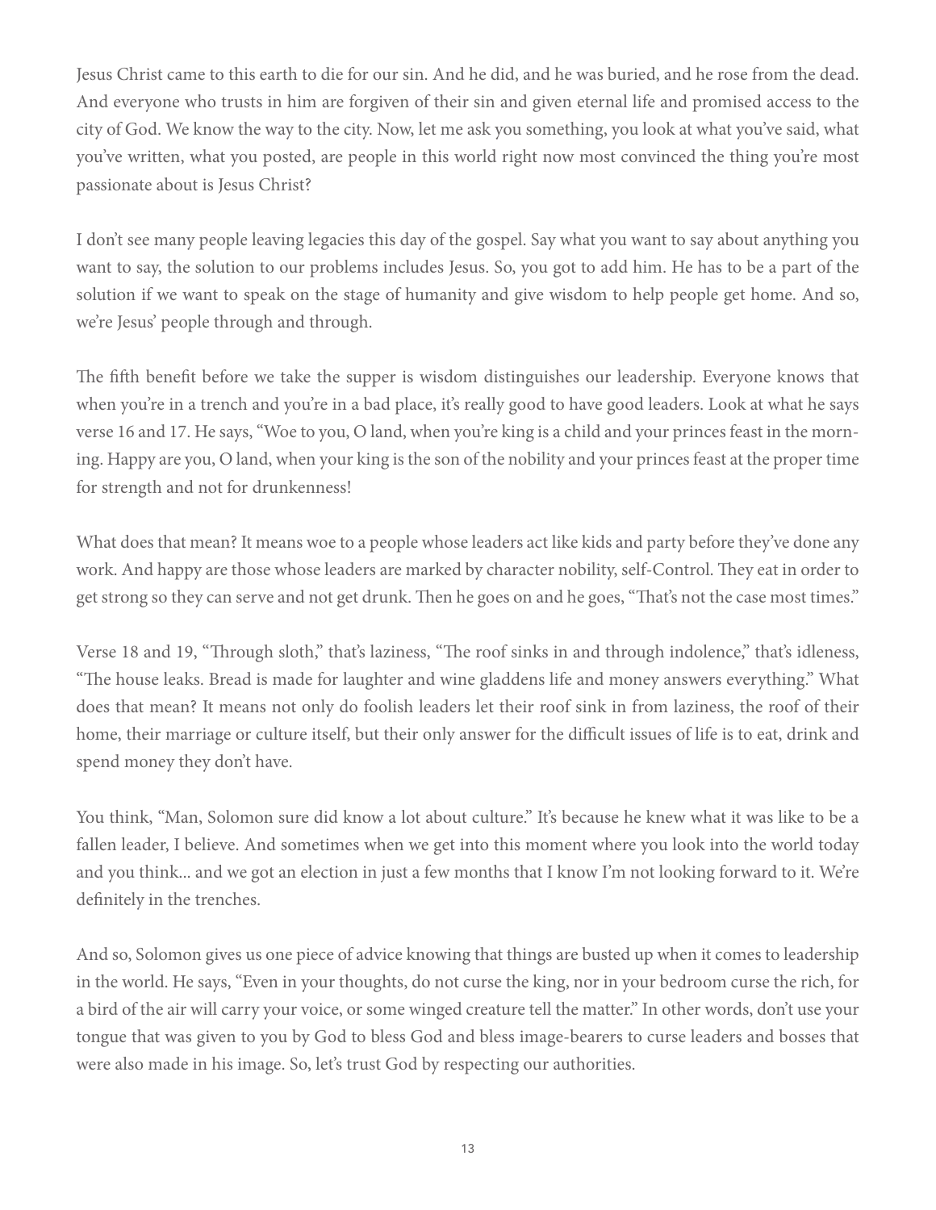Jesus Christ came to this earth to die for our sin. And he did, and he was buried, and he rose from the dead. And everyone who trusts in him are forgiven of their sin and given eternal life and promised access to the city of God. We know the way to the city. Now, let me ask you something, you look at what you've said, what you've written, what you posted, are people in this world right now most convinced the thing you're most passionate about is Jesus Christ?

I don't see many people leaving legacies this day of the gospel. Say what you want to say about anything you want to say, the solution to our problems includes Jesus. So, you got to add him. He has to be a part of the solution if we want to speak on the stage of humanity and give wisdom to help people get home. And so, we're Jesus' people through and through.

The fifth benefit before we take the supper is wisdom distinguishes our leadership. Everyone knows that when you're in a trench and you're in a bad place, it's really good to have good leaders. Look at what he says verse 16 and 17. He says, "Woe to you, O land, when you're king is a child and your princes feast in the morning. Happy are you, O land, when your king is the son of the nobility and your princes feast at the proper time for strength and not for drunkenness!

What does that mean? It means woe to a people whose leaders act like kids and party before they've done any work. And happy are those whose leaders are marked by character nobility, self-Control. They eat in order to get strong so they can serve and not get drunk. Then he goes on and he goes, "That's not the case most times."

Verse 18 and 19, "Through sloth," that's laziness, "The roof sinks in and through indolence," that's idleness, "The house leaks. Bread is made for laughter and wine gladdens life and money answers everything." What does that mean? It means not only do foolish leaders let their roof sink in from laziness, the roof of their home, their marriage or culture itself, but their only answer for the difficult issues of life is to eat, drink and spend money they don't have.

You think, "Man, Solomon sure did know a lot about culture." It's because he knew what it was like to be a fallen leader, I believe. And sometimes when we get into this moment where you look into the world today and you think... and we got an election in just a few months that I know I'm not looking forward to it. We're definitely in the trenches.

And so, Solomon gives us one piece of advice knowing that things are busted up when it comes to leadership in the world. He says, "Even in your thoughts, do not curse the king, nor in your bedroom curse the rich, for a bird of the air will carry your voice, or some winged creature tell the matter." In other words, don't use your tongue that was given to you by God to bless God and bless image-bearers to curse leaders and bosses that were also made in his image. So, let's trust God by respecting our authorities.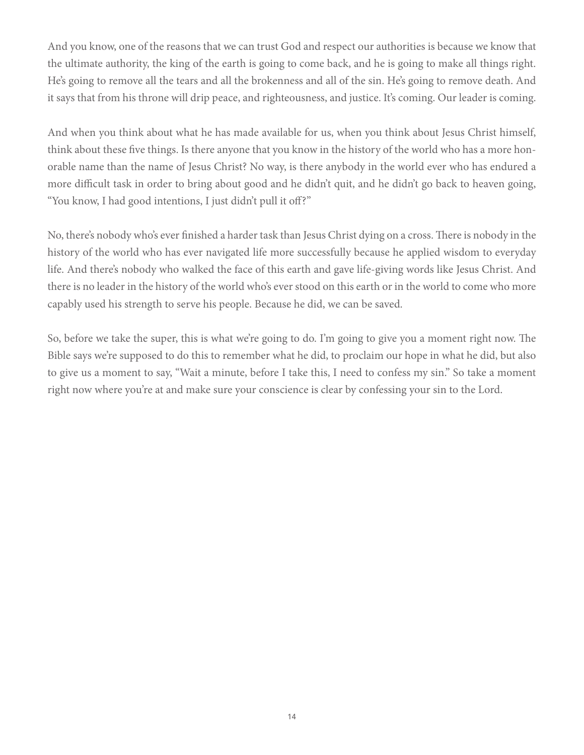And you know, one of the reasons that we can trust God and respect our authorities is because we know that the ultimate authority, the king of the earth is going to come back, and he is going to make all things right. He's going to remove all the tears and all the brokenness and all of the sin. He's going to remove death. And it says that from his throne will drip peace, and righteousness, and justice. It's coming. Our leader is coming.

And when you think about what he has made available for us, when you think about Jesus Christ himself, think about these five things. Is there anyone that you know in the history of the world who has a more honorable name than the name of Jesus Christ? No way, is there anybody in the world ever who has endured a more difficult task in order to bring about good and he didn't quit, and he didn't go back to heaven going, "You know, I had good intentions, I just didn't pull it off?"

No, there's nobody who's ever finished a harder task than Jesus Christ dying on a cross. There is nobody in the history of the world who has ever navigated life more successfully because he applied wisdom to everyday life. And there's nobody who walked the face of this earth and gave life-giving words like Jesus Christ. And there is no leader in the history of the world who's ever stood on this earth or in the world to come who more capably used his strength to serve his people. Because he did, we can be saved.

So, before we take the super, this is what we're going to do. I'm going to give you a moment right now. The Bible says we're supposed to do this to remember what he did, to proclaim our hope in what he did, but also to give us a moment to say, "Wait a minute, before I take this, I need to confess my sin." So take a moment right now where you're at and make sure your conscience is clear by confessing your sin to the Lord.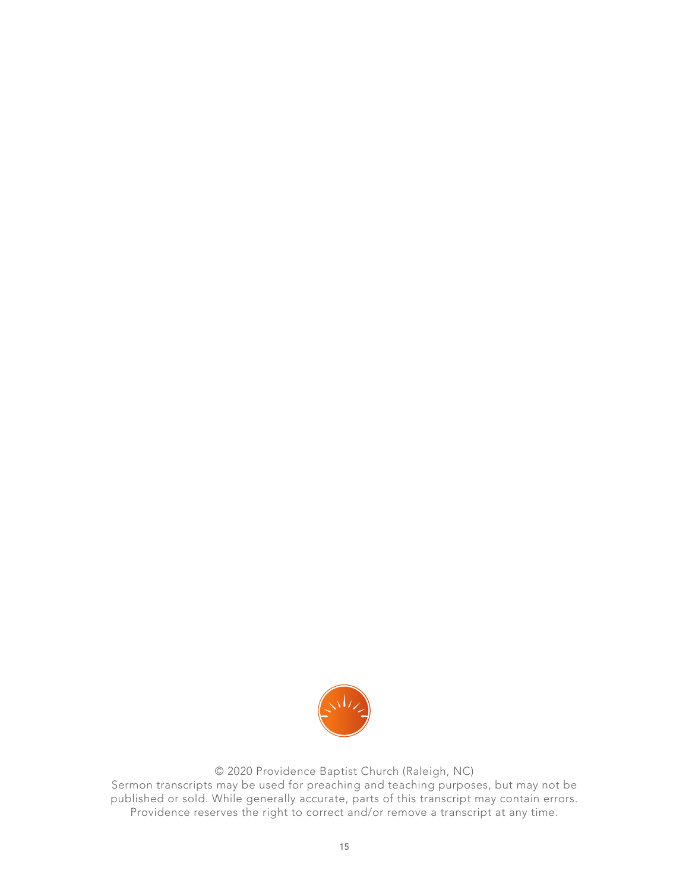© 2020 Providence Baptist Church (Raleigh, NC)
Sermon transcripts may be used for preaching and teaching purposes, but may not be published or sold. While generally accurate, parts of this transcript may contain errors. Providence reserves the right to correct and/or remove a transcript at any time.